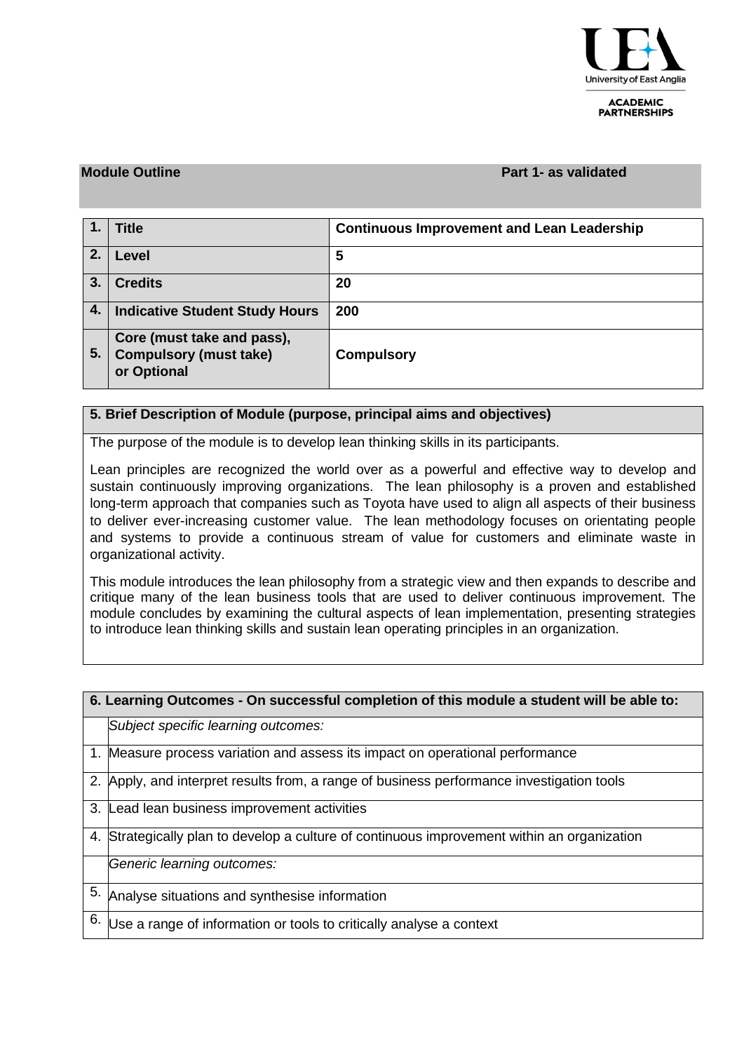University of East Anglia
ACADEMIC PARTNERSHIPS

**Module Outline** **Part 1- as validated**

| | | |
|---|---|---|
| **1.** | **Title** | **Continuous Improvement and Lean Leadership** |
| **2.** | **Level** | **5** |
| **3.** | **Credits** | **20** |
| **4.** | **Indicative Student Study Hours** | **200** |
| **5.** | **Core (must take and pass), Compulsory (must take) or Optional** | **Compulsory** |

**5. Brief Description of Module (purpose, principal aims and objectives)**

The purpose of the module is to develop lean thinking skills in its participants.

Lean principles are recognized the world over as a powerful and effective way to develop and sustain continuously improving organizations. The lean philosophy is a proven and established long-term approach that companies such as Toyota have used to align all aspects of their business to deliver ever-increasing customer value. The lean methodology focuses on orientating people and systems to provide a continuous stream of value for customers and eliminate waste in organizational activity.

This module introduces the lean philosophy from a strategic view and then expands to describe and critique many of the lean business tools that are used to deliver continuous improvement. The module concludes by examining the cultural aspects of lean implementation, presenting strategies to introduce lean thinking skills and sustain lean operating principles in an organization.

**6. Learning Outcomes - On successful completion of this module a student will be able to:**

| | |
|---|---|
| | *Subject specific learning outcomes:* |
| 1. | Measure process variation and assess its impact on operational performance |
| 2. | Apply, and interpret results from, a range of business performance investigation tools |
| 3. | Lead lean business improvement activities |
| 4. | Strategically plan to develop a culture of continuous improvement within an organization |
| | *Generic learning outcomes:* |
| 5. | Analyse situations and synthesise information |
| 6. | Use a range of information or tools to critically analyse a context |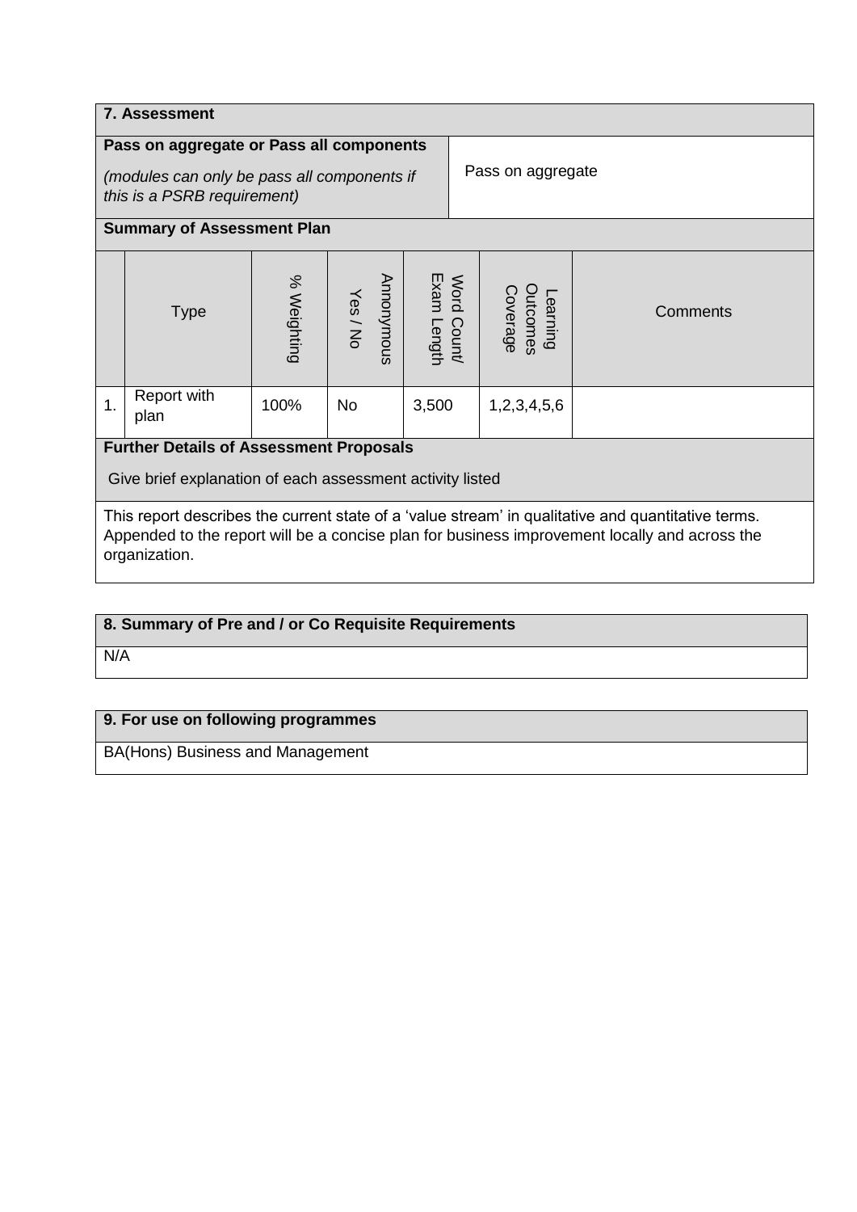## 7. Assessment

| Pass on aggregate or Pass all components *(modules can only be pass all components if this is a PSRB requirement)* | Pass on aggregate |
|---|---|

### Summary of Assessment Plan

| | Type | % Weighting | Annonymous Yes / No | Word Count/ Exam Length | Learning Outcomes Coverage | Comments |
|---|---|---|---|---|---|---|
| 1. | Report with plan | 100% | No | 3,500 | 1,2,3,4,5,6 | |

### Further Details of Assessment Proposals

Give brief explanation of each assessment activity listed

This report describes the current state of a 'value stream' in qualitative and quantitative terms. Appended to the report will be a concise plan for business improvement locally and across the organization.

## 8. Summary of Pre and / or Co Requisite Requirements

N/A

## 9. For use on following programmes

BA(Hons) Business and Management